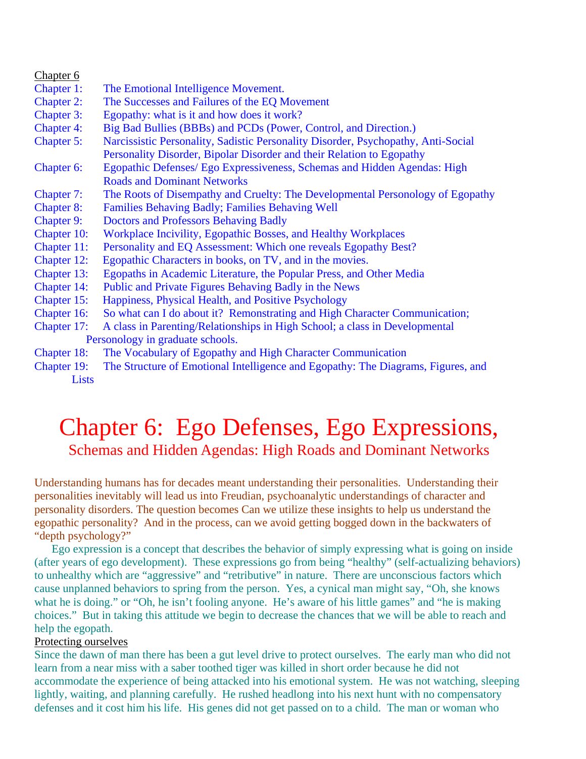Chapter 6

Chapter 1: The Emotional Intelligence Movement.
Chapter 2: The Successes and Failures of the EQ Movement
Chapter 3: Egopathy: what is it and how does it work?
Chapter 4: Big Bad Bullies (BBBs) and PCDs (Power, Control, and Direction.)
Chapter 5: Narcissistic Personality, Sadistic Personality Disorder, Psychopathy, Anti-Social Personality Disorder, Bipolar Disorder and their Relation to Egopathy
Chapter 6: Egopathic Defenses/ Ego Expressiveness, Schemas and Hidden Agendas: High Roads and Dominant Networks
Chapter 7: The Roots of Disempathy and Cruelty: The Developmental Personology of Egopathy
Chapter 8: Families Behaving Badly; Families Behaving Well
Chapter 9: Doctors and Professors Behaving Badly
Chapter 10: Workplace Incivility, Egopathic Bosses, and Healthy Workplaces
Chapter 11: Personality and EQ Assessment: Which one reveals Egopathy Best?
Chapter 12: Egopathic Characters in books, on TV, and in the movies.
Chapter 13: Egopaths in Academic Literature, the Popular Press, and Other Media
Chapter 14: Public and Private Figures Behaving Badly in the News
Chapter 15: Happiness, Physical Health, and Positive Psychology
Chapter 16: So what can I do about it? Remonstrating and High Character Communication;
Chapter 17: A class in Parenting/Relationships in High School; a class in Developmental Personology in graduate schools.
Chapter 18: The Vocabulary of Egopathy and High Character Communication
Chapter 19: The Structure of Emotional Intelligence and Egopathy: The Diagrams, Figures, and Lists

# Chapter 6: Ego Defenses, Ego Expressions,

## Schemas and Hidden Agendas: High Roads and Dominant Networks

Understanding humans has for decades meant understanding their personalities. Understanding their personalities inevitably will lead us into Freudian, psychoanalytic understandings of character and personality disorders. The question becomes Can we utilize these insights to help us understand the egopathic personality? And in the process, can we avoid getting bogged down in the backwaters of "depth psychology?"

Ego expression is a concept that describes the behavior of simply expressing what is going on inside (after years of ego development). These expressions go from being "healthy" (self-actualizing behaviors) to unhealthy which are "aggressive" and "retributive" in nature. There are unconscious factors which cause unplanned behaviors to spring from the person. Yes, a cynical man might say, "Oh, she knows what he is doing." or "Oh, he isn't fooling anyone. He's aware of his little games" and "he is making choices." But in taking this attitude we begin to decrease the chances that we will be able to reach and help the egopath.

Protecting ourselves

Since the dawn of man there has been a gut level drive to protect ourselves. The early man who did not learn from a near miss with a saber toothed tiger was killed in short order because he did not accommodate the experience of being attacked into his emotional system. He was not watching, sleeping lightly, waiting, and planning carefully. He rushed headlong into his next hunt with no compensatory defenses and it cost him his life. His genes did not get passed on to a child. The man or woman who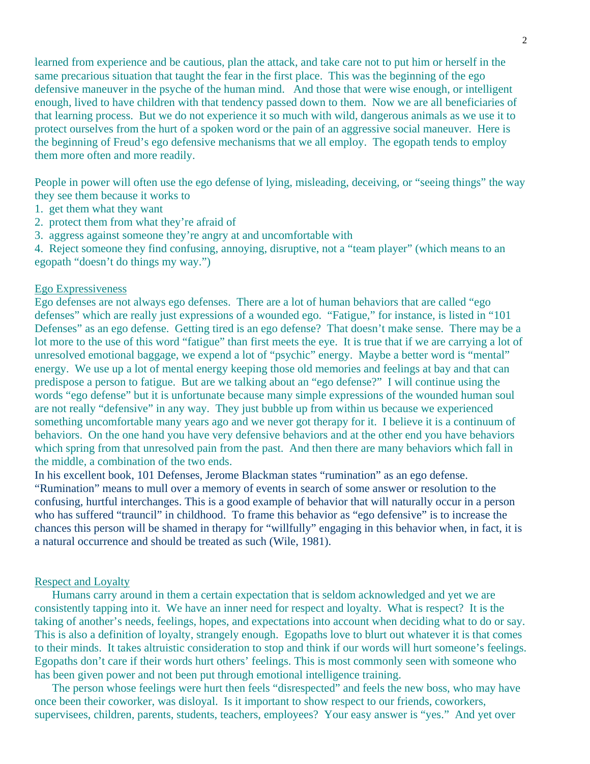learned from experience and be cautious, plan the attack, and take care not to put him or herself in the same precarious situation that taught the fear in the first place. This was the beginning of the ego defensive maneuver in the psyche of the human mind. And those that were wise enough, or intelligent enough, lived to have children with that tendency passed down to them. Now we are all beneficiaries of that learning process. But we do not experience it so much with wild, dangerous animals as we use it to protect ourselves from the hurt of a spoken word or the pain of an aggressive social maneuver. Here is the beginning of Freud's ego defensive mechanisms that we all employ. The egopath tends to employ them more often and more readily.

People in power will often use the ego defense of lying, misleading, deceiving, or "seeing things" the way they see them because it works to

1. get them what they want
2. protect them from what they're afraid of
3. aggress against someone they're angry at and uncomfortable with
4. Reject someone they find confusing, annoying, disruptive, not a "team player" (which means to an egopath "doesn't do things my way.")

## Ego Expressiveness

Ego defenses are not always ego defenses. There are a lot of human behaviors that are called "ego defenses" which are really just expressions of a wounded ego. "Fatigue," for instance, is listed in "101 Defenses" as an ego defense. Getting tired is an ego defense? That doesn't make sense. There may be a lot more to the use of this word "fatigue" than first meets the eye. It is true that if we are carrying a lot of unresolved emotional baggage, we expend a lot of "psychic" energy. Maybe a better word is "mental" energy. We use up a lot of mental energy keeping those old memories and feelings at bay and that can predispose a person to fatigue. But are we talking about an "ego defense?" I will continue using the words "ego defense" but it is unfortunate because many simple expressions of the wounded human soul are not really "defensive" in any way. They just bubble up from within us because we experienced something uncomfortable many years ago and we never got therapy for it. I believe it is a continuum of behaviors. On the one hand you have very defensive behaviors and at the other end you have behaviors which spring from that unresolved pain from the past. And then there are many behaviors which fall in the middle, a combination of the two ends.

In his excellent book, 101 Defenses, Jerome Blackman states "rumination" as an ego defense. "Rumination" means to mull over a memory of events in search of some answer or resolution to the confusing, hurtful interchanges. This is a good example of behavior that will naturally occur in a person who has suffered "trauncil" in childhood. To frame this behavior as "ego defensive" is to increase the chances this person will be shamed in therapy for "willfully" engaging in this behavior when, in fact, it is a natural occurrence and should be treated as such (Wile, 1981).

## Respect and Loyalty

Humans carry around in them a certain expectation that is seldom acknowledged and yet we are consistently tapping into it. We have an inner need for respect and loyalty. What is respect? It is the taking of another's needs, feelings, hopes, and expectations into account when deciding what to do or say. This is also a definition of loyalty, strangely enough. Egopaths love to blurt out whatever it is that comes to their minds. It takes altruistic consideration to stop and think if our words will hurt someone's feelings. Egopaths don't care if their words hurt others' feelings. This is most commonly seen with someone who has been given power and not been put through emotional intelligence training.

The person whose feelings were hurt then feels "disrespected" and feels the new boss, who may have once been their coworker, was disloyal. Is it important to show respect to our friends, coworkers, supervisees, children, parents, students, teachers, employees? Your easy answer is "yes." And yet over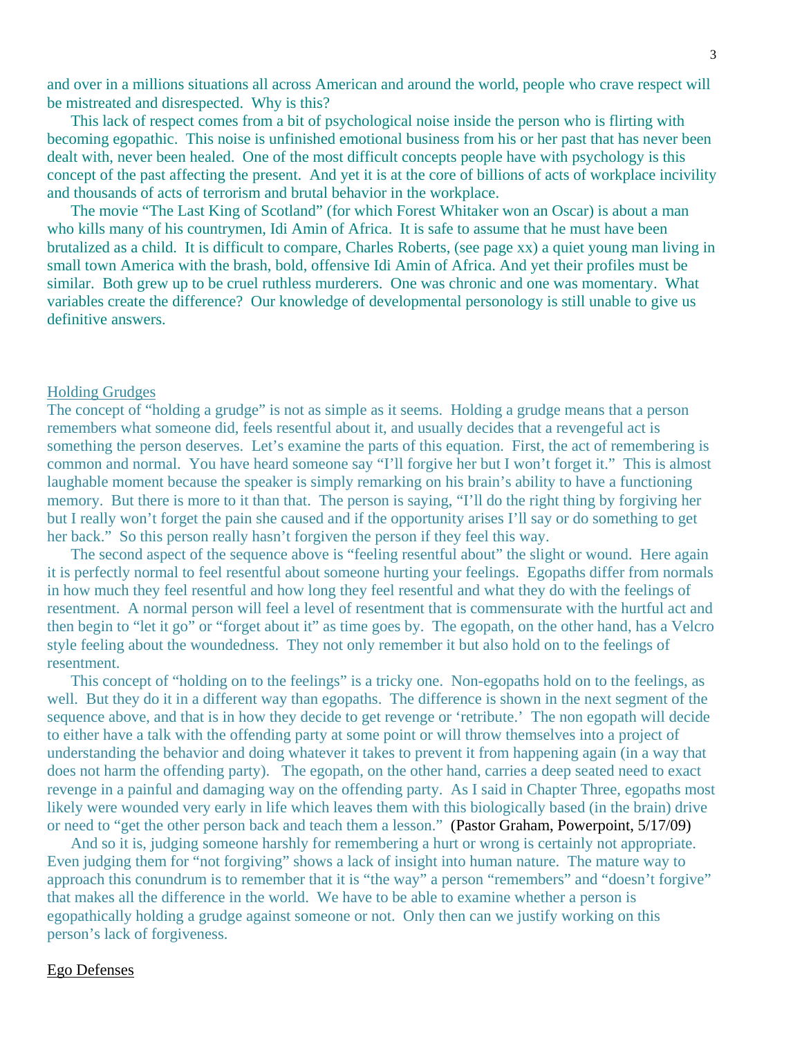and over in a millions situations all across American and around the world, people who crave respect will be mistreated and disrespected. Why is this?

This lack of respect comes from a bit of psychological noise inside the person who is flirting with becoming egopathic. This noise is unfinished emotional business from his or her past that has never been dealt with, never been healed. One of the most difficult concepts people have with psychology is this concept of the past affecting the present. And yet it is at the core of billions of acts of workplace incivility and thousands of acts of terrorism and brutal behavior in the workplace.

The movie "The Last King of Scotland" (for which Forest Whitaker won an Oscar) is about a man who kills many of his countrymen, Idi Amin of Africa. It is safe to assume that he must have been brutalized as a child. It is difficult to compare, Charles Roberts, (see page xx) a quiet young man living in small town America with the brash, bold, offensive Idi Amin of Africa. And yet their profiles must be similar. Both grew up to be cruel ruthless murderers. One was chronic and one was momentary. What variables create the difference? Our knowledge of developmental personology is still unable to give us definitive answers.

## Holding Grudges

The concept of "holding a grudge" is not as simple as it seems. Holding a grudge means that a person remembers what someone did, feels resentful about it, and usually decides that a revengeful act is something the person deserves. Let's examine the parts of this equation. First, the act of remembering is common and normal. You have heard someone say "I'll forgive her but I won't forget it." This is almost laughable moment because the speaker is simply remarking on his brain's ability to have a functioning memory. But there is more to it than that. The person is saying, "I'll do the right thing by forgiving her but I really won't forget the pain she caused and if the opportunity arises I'll say or do something to get her back." So this person really hasn't forgiven the person if they feel this way.

The second aspect of the sequence above is "feeling resentful about" the slight or wound. Here again it is perfectly normal to feel resentful about someone hurting your feelings. Egopaths differ from normals in how much they feel resentful and how long they feel resentful and what they do with the feelings of resentment. A normal person will feel a level of resentment that is commensurate with the hurtful act and then begin to "let it go" or "forget about it" as time goes by. The egopath, on the other hand, has a Velcro style feeling about the woundedness. They not only remember it but also hold on to the feelings of resentment.

This concept of "holding on to the feelings" is a tricky one. Non-egopaths hold on to the feelings, as well. But they do it in a different way than egopaths. The difference is shown in the next segment of the sequence above, and that is in how they decide to get revenge or 'retribute.' The non egopath will decide to either have a talk with the offending party at some point or will throw themselves into a project of understanding the behavior and doing whatever it takes to prevent it from happening again (in a way that does not harm the offending party). The egopath, on the other hand, carries a deep seated need to exact revenge in a painful and damaging way on the offending party. As I said in Chapter Three, egopaths most likely were wounded very early in life which leaves them with this biologically based (in the brain) drive or need to "get the other person back and teach them a lesson." (Pastor Graham, Powerpoint, 5/17/09)

And so it is, judging someone harshly for remembering a hurt or wrong is certainly not appropriate. Even judging them for "not forgiving" shows a lack of insight into human nature. The mature way to approach this conundrum is to remember that it is "the way" a person "remembers" and "doesn't forgive" that makes all the difference in the world. We have to be able to examine whether a person is egopathically holding a grudge against someone or not. Only then can we justify working on this person's lack of forgiveness.

## Ego Defenses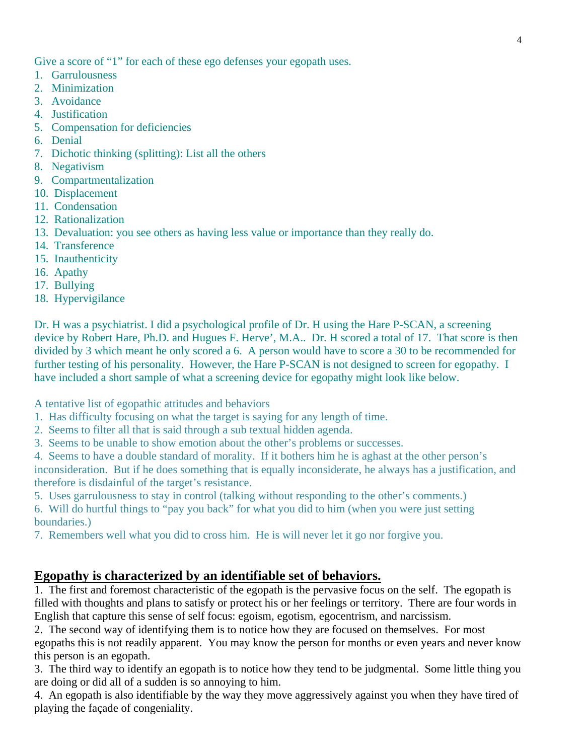Give a score of "1" for each of these ego defenses your egopath uses.

1. Garrulousness
2. Minimization
3. Avoidance
4. Justification
5. Compensation for deficiencies
6. Denial
7. Dichotic thinking (splitting): List all the others
8. Negativism
9. Compartmentalization
10. Displacement
11. Condensation
12. Rationalization
13. Devaluation: you see others as having less value or importance than they really do.
14. Transference
15. Inauthenticity
16. Apathy
17. Bullying
18. Hypervigilance

Dr. H was a psychiatrist. I did a psychological profile of Dr. H using the Hare P-SCAN, a screening device by Robert Hare, Ph.D. and Hugues F. Herve', M.A.. Dr. H scored a total of 17. That score is then divided by 3 which meant he only scored a 6. A person would have to score a 30 to be recommended for further testing of his personality. However, the Hare P-SCAN is not designed to screen for egopathy. I have included a short sample of what a screening device for egopathy might look like below.

A tentative list of egopathic attitudes and behaviors

1. Has difficulty focusing on what the target is saying for any length of time.
2. Seems to filter all that is said through a sub textual hidden agenda.
3. Seems to be unable to show emotion about the other's problems or successes.
4. Seems to have a double standard of morality. If it bothers him he is aghast at the other person's inconsideration. But if he does something that is equally inconsiderate, he always has a justification, and therefore is disdainful of the target's resistance.
5. Uses garrulousness to stay in control (talking without responding to the other's comments.)
6. Will do hurtful things to "pay you back" for what you did to him (when you were just setting boundaries.)
7. Remembers well what you did to cross him. He is will never let it go nor forgive you.

## Egopathy is characterized by an identifiable set of behaviors.

1. The first and foremost characteristic of the egopath is the pervasive focus on the self. The egopath is filled with thoughts and plans to satisfy or protect his or her feelings or territory. There are four words in English that capture this sense of self focus: egoism, egotism, egocentrism, and narcissism.
2. The second way of identifying them is to notice how they are focused on themselves. For most egopaths this is not readily apparent. You may know the person for months or even years and never know this person is an egopath.
3. The third way to identify an egopath is to notice how they tend to be judgmental. Some little thing you are doing or did all of a sudden is so annoying to him.
4. An egopath is also identifiable by the way they move aggressively against you when they have tired of playing the façade of congeniality.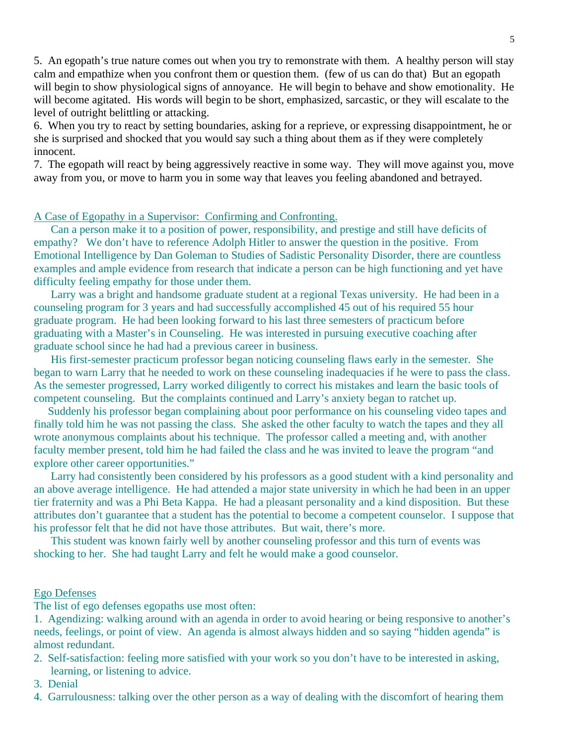5. An egopath's true nature comes out when you try to remonstrate with them. A healthy person will stay calm and empathize when you confront them or question them. (few of us can do that) But an egopath will begin to show physiological signs of annoyance. He will begin to behave and show emotionality. He will become agitated. His words will begin to be short, emphasized, sarcastic, or they will escalate to the level of outright belittling or attacking.
6. When you try to react by setting boundaries, asking for a reprieve, or expressing disappointment, he or she is surprised and shocked that you would say such a thing about them as if they were completely innocent.
7. The egopath will react by being aggressively reactive in some way. They will move against you, move away from you, or move to harm you in some way that leaves you feeling abandoned and betrayed.

## A Case of Egopathy in a Supervisor: Confirming and Confronting.

Can a person make it to a position of power, responsibility, and prestige and still have deficits of empathy? We don't have to reference Adolph Hitler to answer the question in the positive. From Emotional Intelligence by Dan Goleman to Studies of Sadistic Personality Disorder, there are countless examples and ample evidence from research that indicate a person can be high functioning and yet have difficulty feeling empathy for those under them.

Larry was a bright and handsome graduate student at a regional Texas university. He had been in a counseling program for 3 years and had successfully accomplished 45 out of his required 55 hour graduate program. He had been looking forward to his last three semesters of practicum before graduating with a Master's in Counseling. He was interested in pursuing executive coaching after graduate school since he had had a previous career in business.

His first-semester practicum professor began noticing counseling flaws early in the semester. She began to warn Larry that he needed to work on these counseling inadequacies if he were to pass the class. As the semester progressed, Larry worked diligently to correct his mistakes and learn the basic tools of competent counseling. But the complaints continued and Larry's anxiety began to ratchet up.

Suddenly his professor began complaining about poor performance on his counseling video tapes and finally told him he was not passing the class. She asked the other faculty to watch the tapes and they all wrote anonymous complaints about his technique. The professor called a meeting and, with another faculty member present, told him he had failed the class and he was invited to leave the program "and explore other career opportunities."

Larry had consistently been considered by his professors as a good student with a kind personality and an above average intelligence. He had attended a major state university in which he had been in an upper tier fraternity and was a Phi Beta Kappa. He had a pleasant personality and a kind disposition. But these attributes don't guarantee that a student has the potential to become a competent counselor. I suppose that his professor felt that he did not have those attributes. But wait, there's more.

This student was known fairly well by another counseling professor and this turn of events was shocking to her. She had taught Larry and felt he would make a good counselor.

## Ego Defenses

The list of ego defenses egopaths use most often:

1. Agendizing: walking around with an agenda in order to avoid hearing or being responsive to another's needs, feelings, or point of view. An agenda is almost always hidden and so saying "hidden agenda" is almost redundant.
2. Self-satisfaction: feeling more satisfied with your work so you don't have to be interested in asking, learning, or listening to advice.
3. Denial
4. Garrulousness: talking over the other person as a way of dealing with the discomfort of hearing them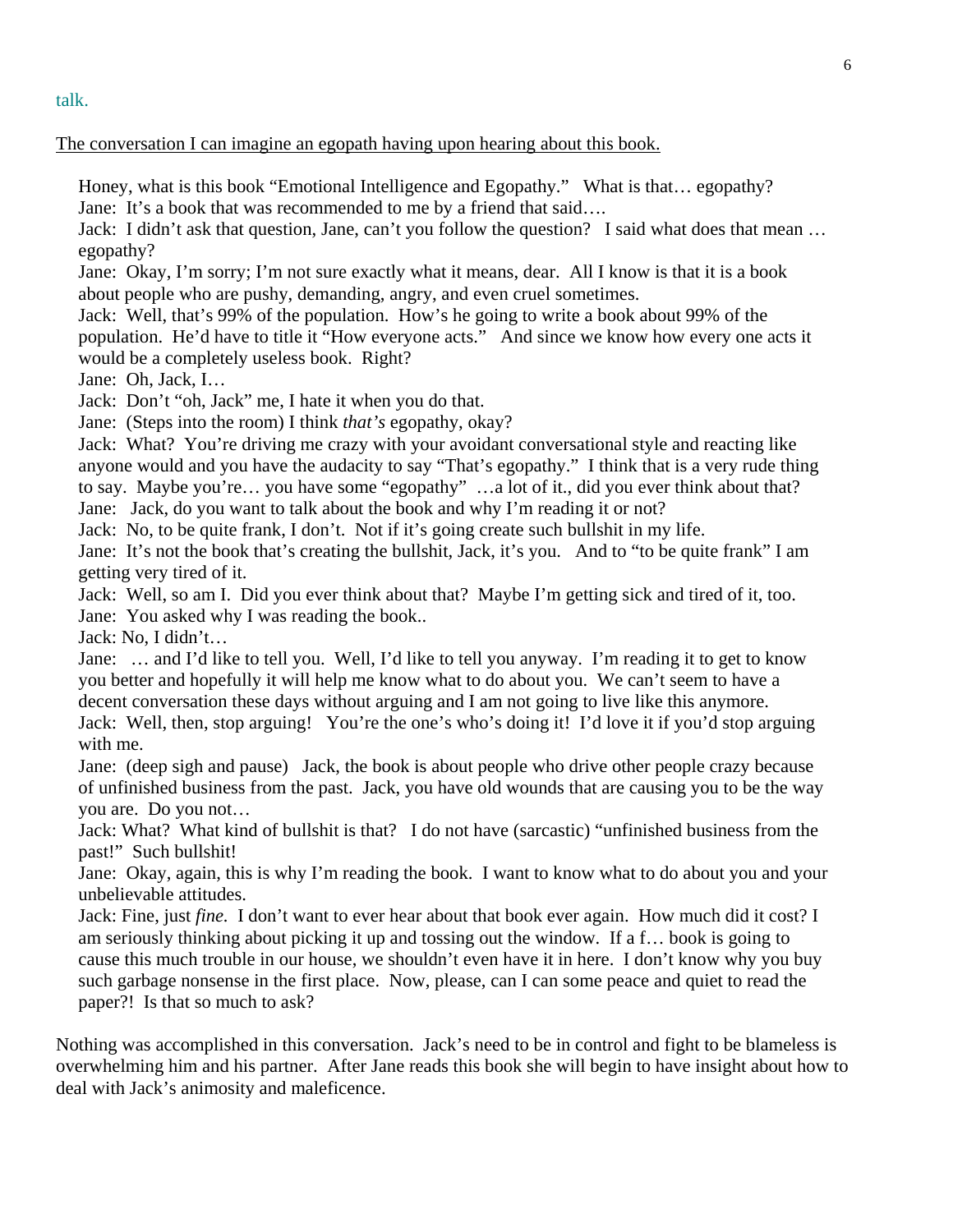talk.

<u>The conversation I can imagine an egopath having upon hearing about this book.</u>

Honey, what is this book "Emotional Intelligence and Egopathy." What is that… egopathy?

Jane: It's a book that was recommended to me by a friend that said….

Jack: I didn't ask that question, Jane, can't you follow the question? I said what does that mean … egopathy?

Jane: Okay, I'm sorry; I'm not sure exactly what it means, dear. All I know is that it is a book about people who are pushy, demanding, angry, and even cruel sometimes.

Jack: Well, that's 99% of the population. How's he going to write a book about 99% of the population. He'd have to title it "How everyone acts." And since we know how every one acts it would be a completely useless book. Right?

Jane: Oh, Jack, I…

Jack: Don't "oh, Jack" me, I hate it when you do that.

Jane: (Steps into the room) I think *that's* egopathy, okay?

Jack: What? You're driving me crazy with your avoidant conversational style and reacting like anyone would and you have the audacity to say "That's egopathy." I think that is a very rude thing to say. Maybe you're… you have some "egopathy" …a lot of it., did you ever think about that?

Jane: Jack, do you want to talk about the book and why I'm reading it or not?

Jack: No, to be quite frank, I don't. Not if it's going create such bullshit in my life.

Jane: It's not the book that's creating the bullshit, Jack, it's you. And to "to be quite frank" I am getting very tired of it.

Jack: Well, so am I. Did you ever think about that? Maybe I'm getting sick and tired of it, too.

Jane: You asked why I was reading the book..

Jack: No, I didn't…

Jane: … and I'd like to tell you. Well, I'd like to tell you anyway. I'm reading it to get to know you better and hopefully it will help me know what to do about you. We can't seem to have a decent conversation these days without arguing and I am not going to live like this anymore.

Jack: Well, then, stop arguing! You're the one's who's doing it! I'd love it if you'd stop arguing with me.

Jane: (deep sigh and pause) Jack, the book is about people who drive other people crazy because of unfinished business from the past. Jack, you have old wounds that are causing you to be the way you are. Do you not…

Jack: What? What kind of bullshit is that? I do not have (sarcastic) "unfinished business from the past!" Such bullshit!

Jane: Okay, again, this is why I'm reading the book. I want to know what to do about you and your unbelievable attitudes.

Jack: Fine, just *fine.* I don't want to ever hear about that book ever again. How much did it cost? I am seriously thinking about picking it up and tossing out the window. If a f… book is going to cause this much trouble in our house, we shouldn't even have it in here. I don't know why you buy such garbage nonsense in the first place. Now, please, can I can some peace and quiet to read the paper?! Is that so much to ask?

Nothing was accomplished in this conversation. Jack's need to be in control and fight to be blameless is overwhelming him and his partner. After Jane reads this book she will begin to have insight about how to deal with Jack's animosity and maleficence.